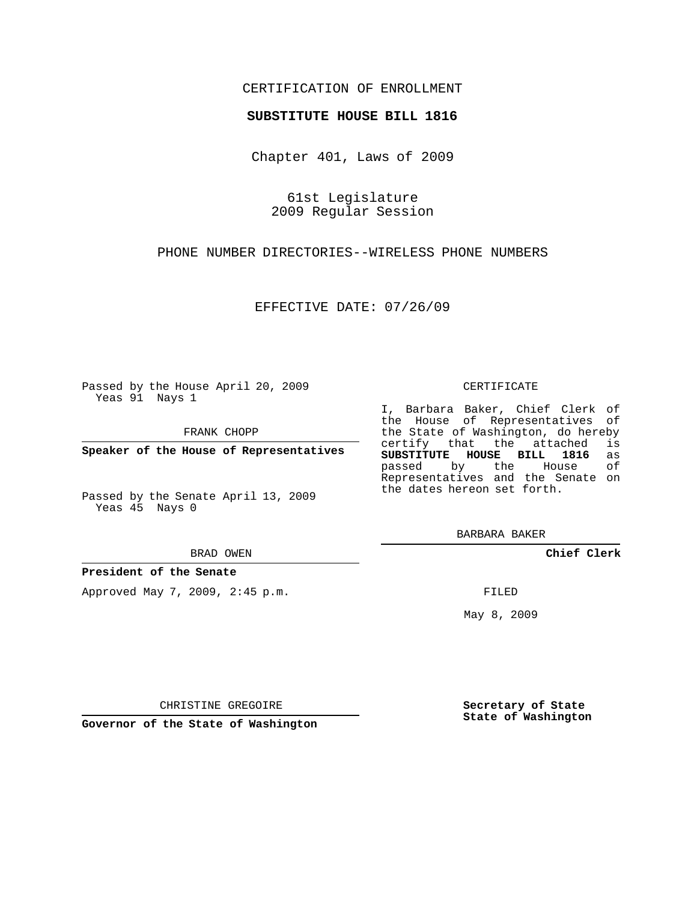CERTIFICATION OF ENROLLMENT

**SUBSTITUTE HOUSE BILL 1816**

Chapter 401, Laws of 2009

61st Legislature
2009 Regular Session

PHONE NUMBER DIRECTORIES--WIRELESS PHONE NUMBERS

EFFECTIVE DATE: 07/26/09

Passed by the House April 20, 2009
Yeas 91 Nays 1

FRANK CHOPP

**Speaker of the House of Representatives**

Passed by the Senate April 13, 2009
Yeas 45 Nays 0

BRAD OWEN

**President of the Senate**

Approved May 7, 2009, 2:45 p.m.

CHRISTINE GREGOIRE

**Governor of the State of Washington**

CERTIFICATE

I, Barbara Baker, Chief Clerk of the House of Representatives of the State of Washington, do hereby certify that the attached is **SUBSTITUTE HOUSE BILL 1816** as passed by the House of Representatives and the Senate on the dates hereon set forth.

BARBARA BAKER

**Chief Clerk**

FILED

May 8, 2009

**Secretary of State**
**State of Washington**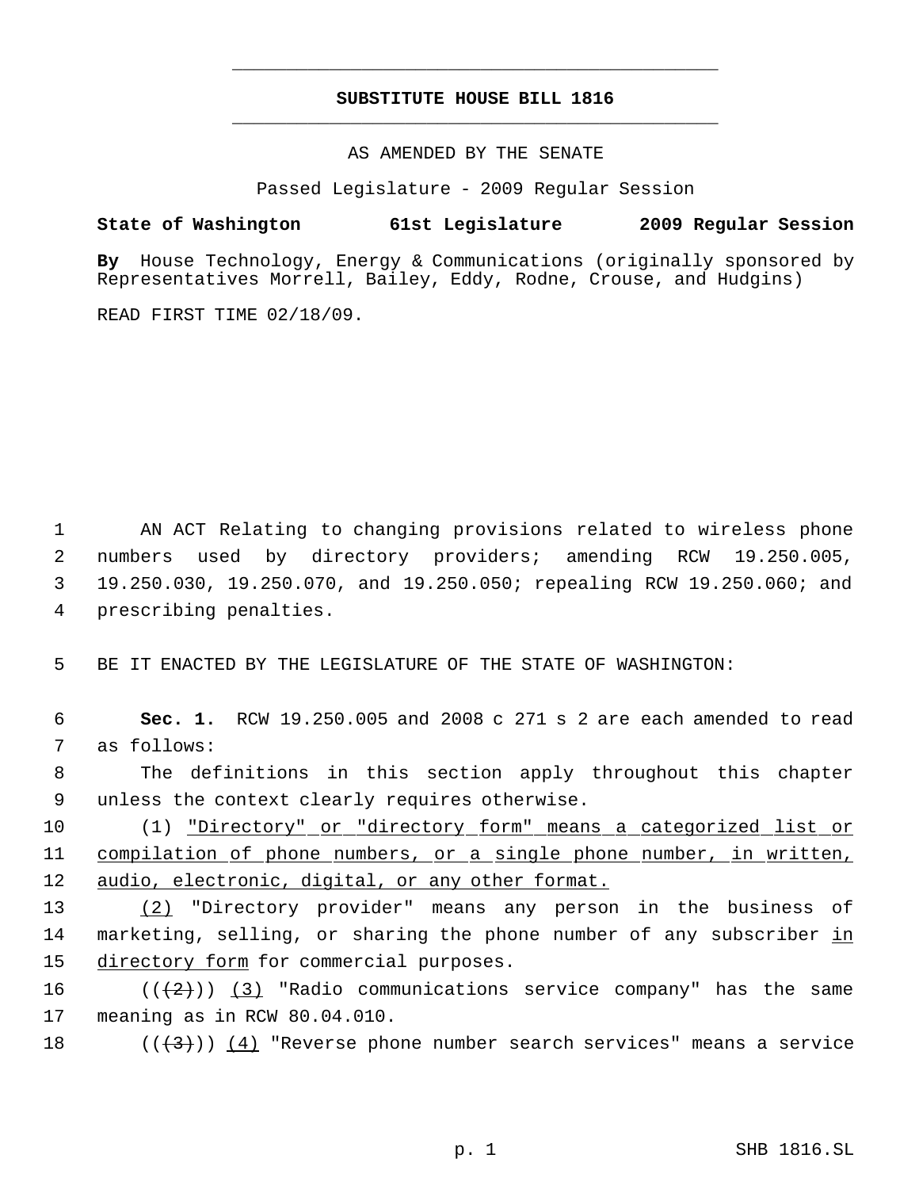**SUBSTITUTE HOUSE BILL 1816**

AS AMENDED BY THE SENATE

Passed Legislature - 2009 Regular Session

**State of Washington 61st Legislature 2009 Regular Session**

**By** House Technology, Energy & Communications (originally sponsored by Representatives Morrell, Bailey, Eddy, Rodne, Crouse, and Hudgins)

READ FIRST TIME 02/18/09.

1 AN ACT Relating to changing provisions related to wireless phone
2 numbers used by directory providers; amending RCW 19.250.005,
3 19.250.030, 19.250.070, and 19.250.050; repealing RCW 19.250.060; and
4 prescribing penalties.

5 BE IT ENACTED BY THE LEGISLATURE OF THE STATE OF WASHINGTON:

6 **Sec. 1.** RCW 19.250.005 and 2008 c 271 s 2 are each amended to read
7 as follows:

8 The definitions in this section apply throughout this chapter
9 unless the context clearly requires otherwise.

10 (1) <u>"Directory" or "directory form" means a categorized list or</u>
11 <u>compilation of phone numbers, or a single phone number, in written,</u>
12 <u>audio, electronic, digital, or any other format.</u>

13 <u>(2)</u> "Directory provider" means any person in the business of
14 marketing, selling, or sharing the phone number of any subscriber <u>in</u>
15 <u>directory form</u> for commercial purposes.

16 ((~~(2)~~)) <u>(3)</u> "Radio communications service company" has the same
17 meaning as in RCW 80.04.010.

18 ((~~(3)~~)) <u>(4)</u> "Reverse phone number search services" means a service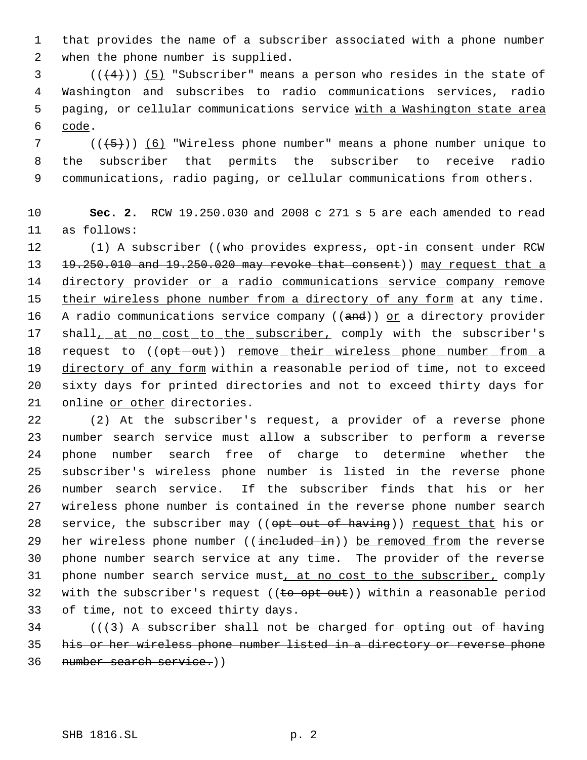that provides the name of a subscriber associated with a phone number when the phone number is supplied.

(((4))) (5) "Subscriber" means a person who resides in the state of Washington and subscribes to radio communications services, radio paging, or cellular communications service with a Washington state area code.

(((5))) (6) "Wireless phone number" means a phone number unique to the subscriber that permits the subscriber to receive radio communications, radio paging, or cellular communications from others.

**Sec. 2.** RCW 19.250.030 and 2008 c 271 s 5 are each amended to read as follows:

(1) A subscriber ((~~who provides express, opt-in consent under RCW 19.250.010 and 19.250.020 may revoke that consent~~)) may request that a directory provider or a radio communications service company remove their wireless phone number from a directory of any form at any time. A radio communications service company ((~~and~~)) or a directory provider shall, at no cost to the subscriber, comply with the subscriber's request to ((~~opt-out~~)) remove their wireless phone number from a directory of any form within a reasonable period of time, not to exceed sixty days for printed directories and not to exceed thirty days for online or other directories.

(2) At the subscriber's request, a provider of a reverse phone number search service must allow a subscriber to perform a reverse phone number search free of charge to determine whether the subscriber's wireless phone number is listed in the reverse phone number search service. If the subscriber finds that his or her wireless phone number is contained in the reverse phone number search service, the subscriber may ((~~opt out of having~~)) request that his or her wireless phone number ((~~included in~~)) be removed from the reverse phone number search service at any time. The provider of the reverse phone number search service must, at no cost to the subscriber, comply with the subscriber's request ((~~to opt out~~)) within a reasonable period of time, not to exceed thirty days.

((~~(3) A subscriber shall not be charged for opting out of having his or her wireless phone number listed in a directory or reverse phone number search service.~~))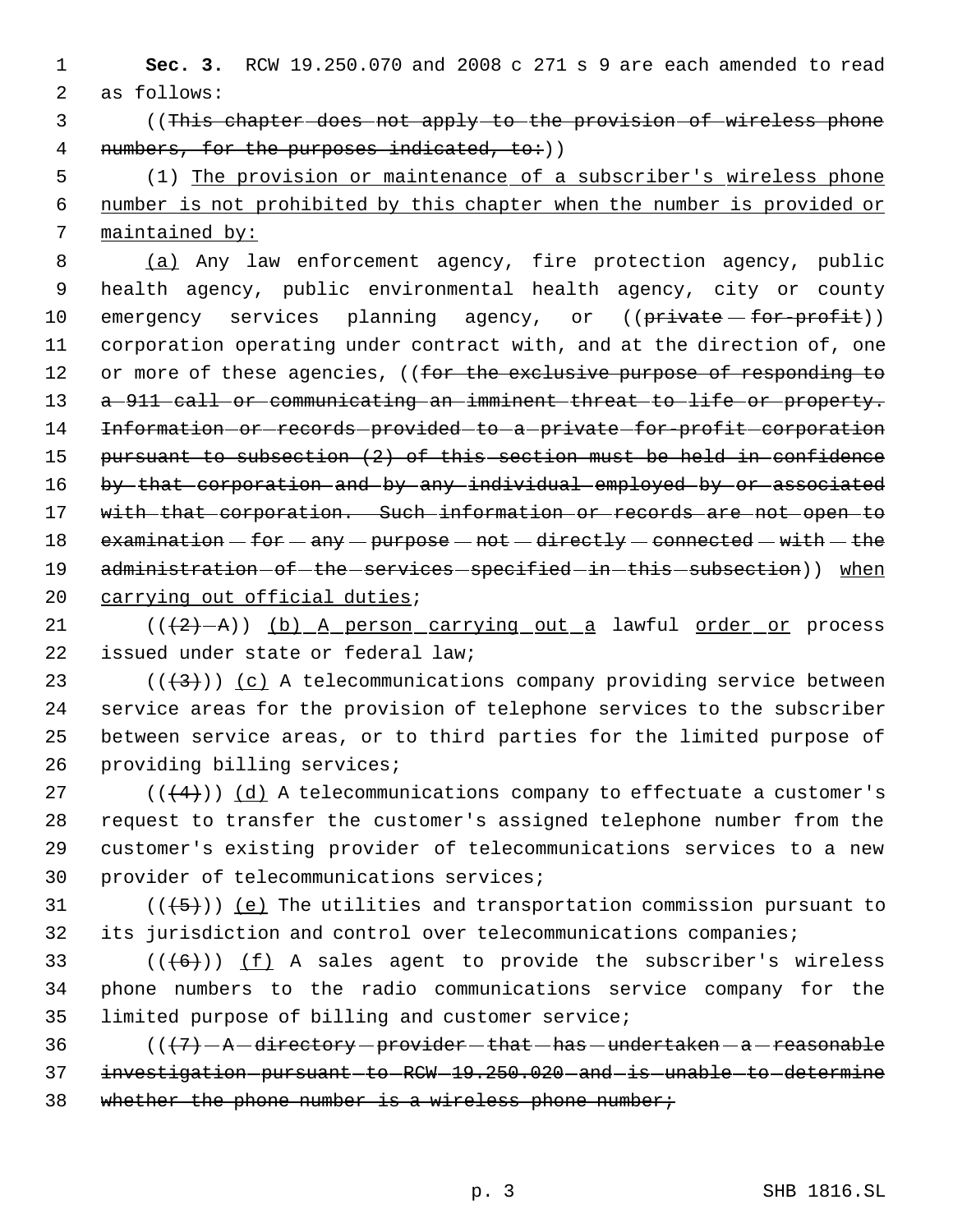**Sec. 3.** RCW 19.250.070 and 2008 c 271 s 9 are each amended to read as follows:

((~~This chapter does not apply to the provision of wireless phone numbers, for the purposes indicated, to:~~))

(1) <u>The provision or maintenance</u> of a subscriber's <u>wireless phone number is not prohibited by this chapter when the number is provided or maintained by:</u>

<u>(a)</u> Any law enforcement agency, fire protection agency, public health agency, public environmental health agency, city or county emergency services planning agency, or ((~~private for-profit~~)) corporation operating under contract with, and at the direction of, one or more of these agencies, ((~~for the exclusive purpose of responding to a 911 call or communicating an imminent threat to life or property. Information or records provided to a private for-profit corporation pursuant to subsection (2) of this section must be held in confidence by that corporation and by any individual employed by or associated with that corporation. Such information or records are not open to examination for any purpose not directly connected with the administration of the services specified in this subsection~~)) <u>when carrying out official duties</u>;

((~~(2) A~~)) <u>(b) A person carrying out a</u> lawful <u>order or</u> process issued under state or federal law;

((~~(3)~~)) <u>(c)</u> A telecommunications company providing service between service areas for the provision of telephone services to the subscriber between service areas, or to third parties for the limited purpose of providing billing services;

((~~(4)~~)) <u>(d)</u> A telecommunications company to effectuate a customer's request to transfer the customer's assigned telephone number from the customer's existing provider of telecommunications services to a new provider of telecommunications services;

((~~(5)~~)) <u>(e)</u> The utilities and transportation commission pursuant to its jurisdiction and control over telecommunications companies;

((~~(6)~~)) <u>(f)</u> A sales agent to provide the subscriber's wireless phone numbers to the radio communications service company for the limited purpose of billing and customer service;

((~~(7) A directory provider that has undertaken a reasonable investigation pursuant to RCW 19.250.020 and is unable to determine whether the phone number is a wireless phone number;~~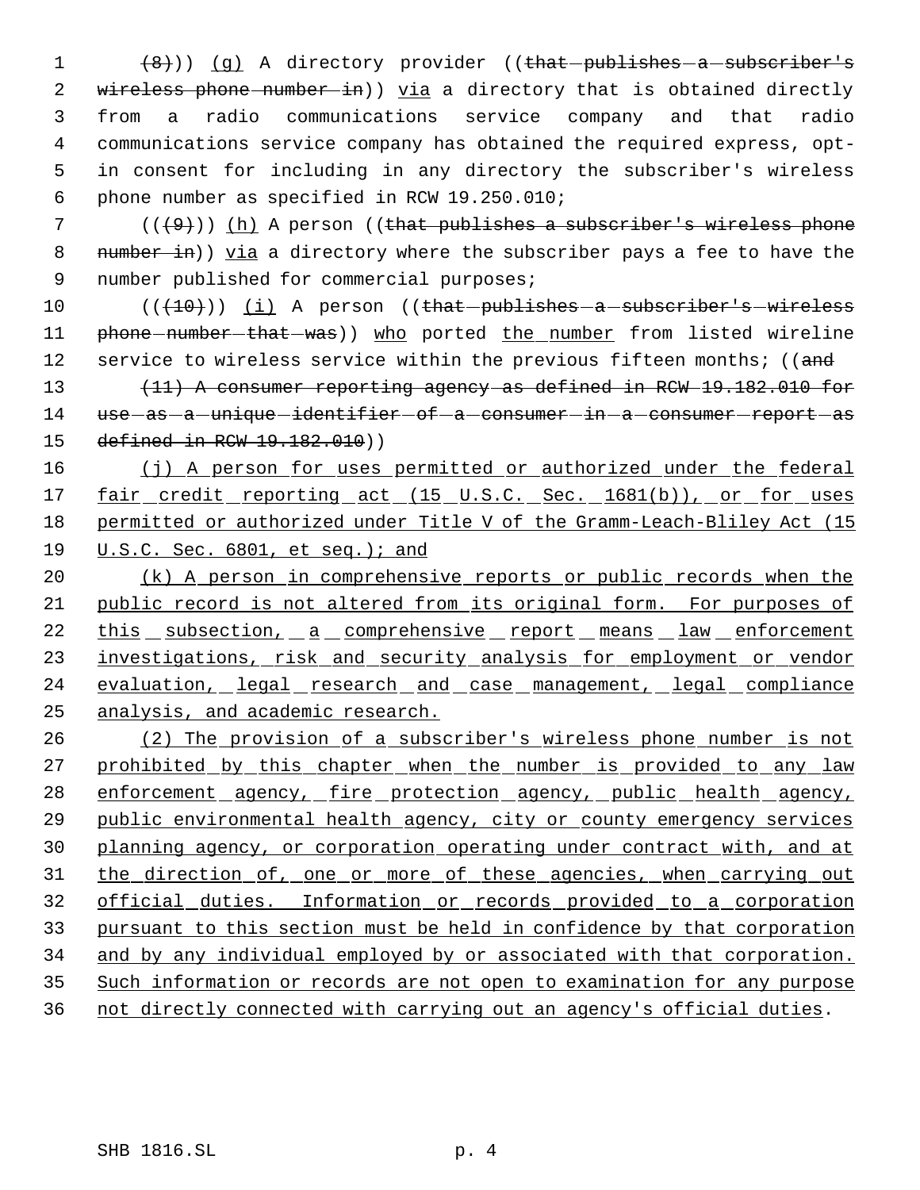((~~(8)~~)) (g) A directory provider ((~~that publishes a subscriber's wireless phone number in~~)) via a directory that is obtained directly from a radio communications service company and that radio communications service company has obtained the required express, opt-in consent for including in any directory the subscriber's wireless phone number as specified in RCW 19.250.010;

((~~(9)~~)) (h) A person ((~~that publishes a subscriber's wireless phone number in~~)) via a directory where the subscriber pays a fee to have the number published for commercial purposes;

((~~(10)~~)) (i) A person ((~~that publishes a subscriber's wireless phone number that was~~)) who ported the number from listed wireline service to wireless service within the previous fifteen months; ((~~and~~

~~(11) A consumer reporting agency as defined in RCW 19.182.010 for use as a unique identifier of a consumer in a consumer report as defined in RCW 19.182.010~~))

(j) A person for uses permitted or authorized under the federal fair credit reporting act (15 U.S.C. Sec. 1681(b)), or for uses permitted or authorized under Title V of the Gramm-Leach-Bliley Act (15 U.S.C. Sec. 6801, et seq.); and

(k) A person in comprehensive reports or public records when the public record is not altered from its original form. For purposes of this subsection, a comprehensive report means law enforcement investigations, risk and security analysis for employment or vendor evaluation, legal research and case management, legal compliance analysis, and academic research.

(2) The provision of a subscriber's wireless phone number is not prohibited by this chapter when the number is provided to any law enforcement agency, fire protection agency, public health agency, public environmental health agency, city or county emergency services planning agency, or corporation operating under contract with, and at the direction of, one or more of these agencies, when carrying out official duties. Information or records provided to a corporation pursuant to this section must be held in confidence by that corporation and by any individual employed by or associated with that corporation. Such information or records are not open to examination for any purpose not directly connected with carrying out an agency's official duties.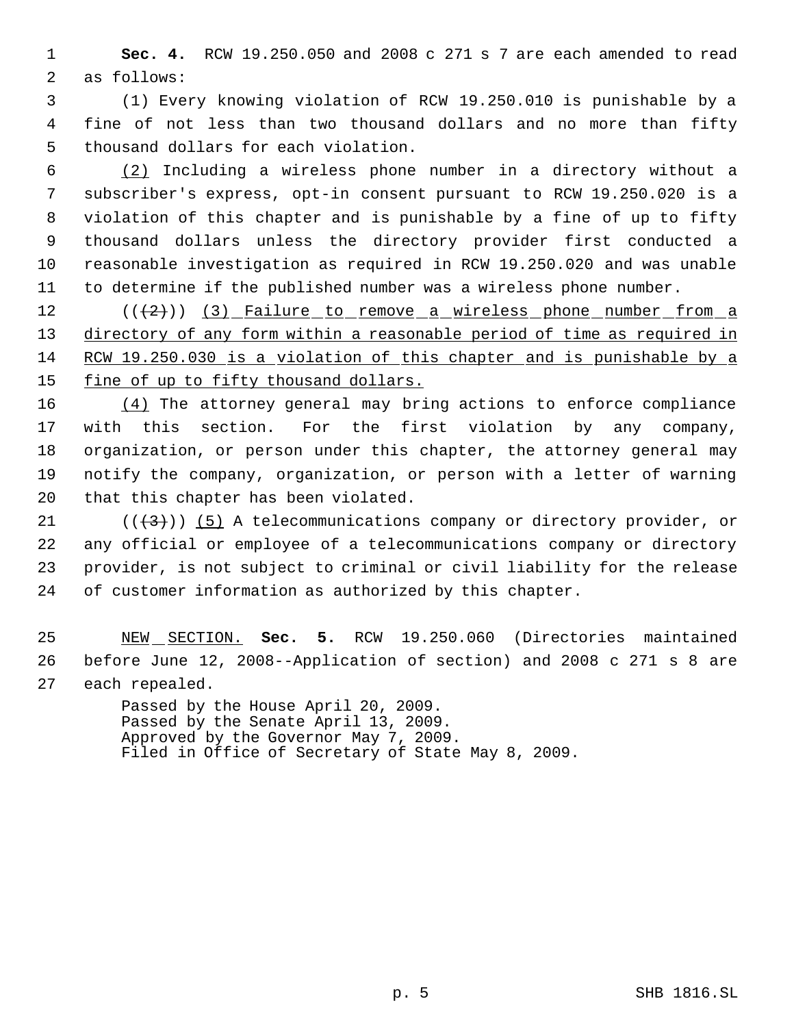**Sec. 4.** RCW 19.250.050 and 2008 c 271 s 7 are each amended to read as follows:

(1) Every knowing violation of RCW 19.250.010 is punishable by a fine of not less than two thousand dollars and no more than fifty thousand dollars for each violation.

(2) Including a wireless phone number in a directory without a subscriber's express, opt-in consent pursuant to RCW 19.250.020 is a violation of this chapter and is punishable by a fine of up to fifty thousand dollars unless the directory provider first conducted a reasonable investigation as required in RCW 19.250.020 and was unable to determine if the published number was a wireless phone number.

((~~(2)~~)) (3) Failure to remove a wireless phone number from a directory of any form within a reasonable period of time as required in RCW 19.250.030 is a violation of this chapter and is punishable by a fine of up to fifty thousand dollars.

(4) The attorney general may bring actions to enforce compliance with this section. For the first violation by any company, organization, or person under this chapter, the attorney general may notify the company, organization, or person with a letter of warning that this chapter has been violated.

((~~(3)~~)) (5) A telecommunications company or directory provider, or any official or employee of a telecommunications company or directory provider, is not subject to criminal or civil liability for the release of customer information as authorized by this chapter.

NEW SECTION. **Sec. 5.** RCW 19.250.060 (Directories maintained before June 12, 2008--Application of section) and 2008 c 271 s 8 are each repealed.

Passed by the House April 20, 2009.
Passed by the Senate April 13, 2009.
Approved by the Governor May 7, 2009.
Filed in Office of Secretary of State May 8, 2009.